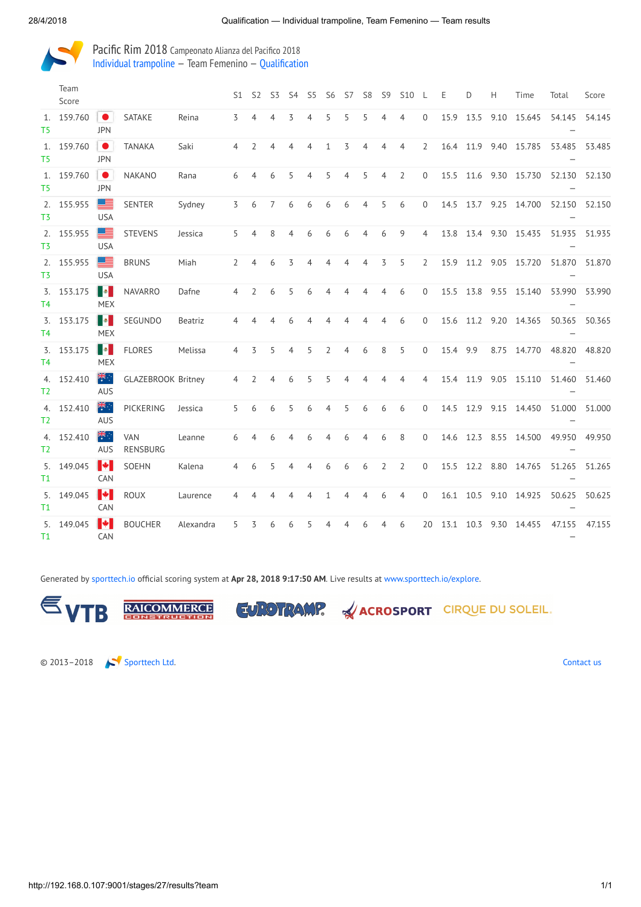# Pacific Rim 2018 Campeonato Alianza del Pacifico 2018

## Individual trampoline – Team Femenino – Qualification

| | Team Score | | | | S1 | S2 | S3 | S4 | S5 | S6 | S7 | S8 | S9 | S10 | L | E | D | H | Time | Total | Score |
|---|---|---|---|---|---|---|---|---|---|---|---|---|---|---|---|---|---|---|---|---|---|
| 1. T5 | 159.760 | JPN | SATAKE | Reina | 3 | 4 | 4 | 3 | 4 | 5 | 5 | 5 | 4 | 4 | 0 | 15.9 | 13.5 | 9.10 | 15.645 | 54.145 – | 54.145 |
| 1. T5 | 159.760 | JPN | TANAKA | Saki | 4 | 2 | 4 | 4 | 4 | 1 | 3 | 4 | 4 | 4 | 2 | 16.4 | 11.9 | 9.40 | 15.785 | 53.485 – | 53.485 |
| 1. T5 | 159.760 | JPN | NAKANO | Rana | 6 | 4 | 6 | 5 | 4 | 5 | 4 | 5 | 4 | 2 | 0 | 15.5 | 11.6 | 9.30 | 15.730 | 52.130 – | 52.130 |
| 2. T3 | 155.955 | USA | SENTER | Sydney | 3 | 6 | 7 | 6 | 6 | 6 | 6 | 4 | 5 | 6 | 0 | 14.5 | 13.7 | 9.25 | 14.700 | 52.150 – | 52.150 |
| 2. T3 | 155.955 | USA | STEVENS | Jessica | 5 | 4 | 8 | 4 | 6 | 6 | 6 | 4 | 6 | 9 | 4 | 13.8 | 13.4 | 9.30 | 15.435 | 51.935 – | 51.935 |
| 2. T3 | 155.955 | USA | BRUNS | Miah | 2 | 4 | 6 | 3 | 4 | 4 | 4 | 4 | 3 | 5 | 2 | 15.9 | 11.2 | 9.05 | 15.720 | 51.870 – | 51.870 |
| 3. T4 | 153.175 | MEX | NAVARRO | Dafne | 4 | 2 | 6 | 5 | 6 | 4 | 4 | 4 | 4 | 6 | 0 | 15.5 | 13.8 | 9.55 | 15.140 | 53.990 – | 53.990 |
| 3. T4 | 153.175 | MEX | SEGUNDO | Beatriz | 4 | 4 | 4 | 6 | 4 | 4 | 4 | 4 | 4 | 6 | 0 | 15.6 | 11.2 | 9.20 | 14.365 | 50.365 – | 50.365 |
| 3. T4 | 153.175 | MEX | FLORES | Melissa | 4 | 3 | 5 | 4 | 5 | 2 | 4 | 6 | 8 | 5 | 0 | 15.4 | 9.9 | 8.75 | 14.770 | 48.820 – | 48.820 |
| 4. T2 | 152.410 | AUS | GLAZEBROOK | Britney | 4 | 2 | 4 | 6 | 5 | 5 | 4 | 4 | 4 | 4 | 4 | 15.4 | 11.9 | 9.05 | 15.110 | 51.460 – | 51.460 |
| 4. T2 | 152.410 | AUS | PICKERING | Jessica | 5 | 6 | 6 | 5 | 6 | 4 | 5 | 6 | 6 | 6 | 0 | 14.5 | 12.9 | 9.15 | 14.450 | 51.000 – | 51.000 |
| 4. T2 | 152.410 | AUS | VAN RENSBURG | Leanne | 6 | 4 | 6 | 4 | 6 | 4 | 6 | 4 | 6 | 8 | 0 | 14.6 | 12.3 | 8.55 | 14.500 | 49.950 – | 49.950 |
| 5. T1 | 149.045 | CAN | SOEHN | Kalena | 4 | 6 | 5 | 4 | 4 | 6 | 6 | 6 | 2 | 2 | 0 | 15.5 | 12.2 | 8.80 | 14.765 | 51.265 – | 51.265 |
| 5. T1 | 149.045 | CAN | ROUX | Laurence | 4 | 4 | 4 | 4 | 4 | 1 | 4 | 4 | 6 | 4 | 0 | 16.1 | 10.5 | 9.10 | 14.925 | 50.625 – | 50.625 |
| 5. T1 | 149.045 | CAN | BOUCHER | Alexandra | 5 | 3 | 6 | 6 | 5 | 4 | 4 | 6 | 4 | 6 | 20 | 13.1 | 10.3 | 9.30 | 14.455 | 47.155 – | 47.155 |

Generated by sporttech.io official scoring system at **Apr 28, 2018 9:17:50 AM**. Live results at www.sporttech.io/explore.

VTB RAICOMMERCE CONSTRUCTION EUROTRAMP ACROSPORT CIRQUE DU SOLEIL

© 2013–2018 Sporttech Ltd. Contact us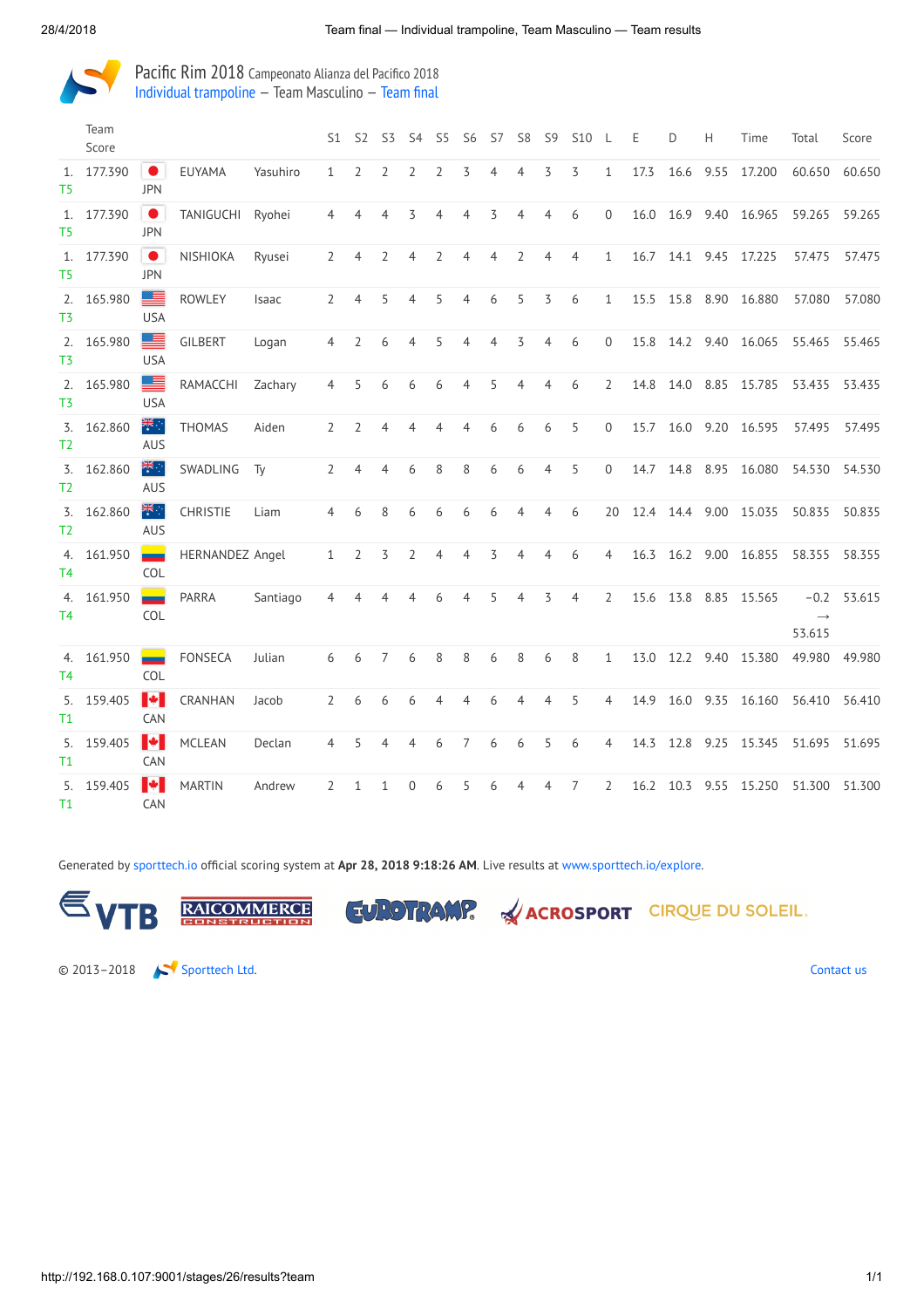Pacific Rim 2018 Campeonato Alianza del Pacifico 2018

Individual trampoline – Team Masculino – Team final

| Team Score | | | | S1 | S2 | S3 | S4 | S5 | S6 | S7 | S8 | S9 | S10 | L | E | D | H | Time | Total | Score |
|---|---|---|---|---|---|---|---|---|---|---|---|---|---|---|---|---|---|---|---|---|
| 1. 177.390 T5 | JPN | EUYAMA | Yasuhiro | 1 | 2 | 2 | 2 | 2 | 3 | 4 | 4 | 3 | 3 | 1 | 17.3 | 16.6 | 9.55 | 17.200 | 60.650 | 60.650 |
| 1. 177.390 T5 | JPN | TANIGUCHI | Ryohei | 4 | 4 | 4 | 3 | 4 | 4 | 3 | 4 | 4 | 6 | 0 | 16.0 | 16.9 | 9.40 | 16.965 | 59.265 | 59.265 |
| 1. 177.390 T5 | JPN | NISHIOKA | Ryusei | 2 | 4 | 2 | 4 | 2 | 4 | 4 | 2 | 4 | 4 | 1 | 16.7 | 14.1 | 9.45 | 17.225 | 57.475 | 57.475 |
| 2. 165.980 T3 | USA | ROWLEY | Isaac | 2 | 4 | 5 | 4 | 5 | 4 | 6 | 5 | 3 | 6 | 1 | 15.5 | 15.8 | 8.90 | 16.880 | 57.080 | 57.080 |
| 2. 165.980 T3 | USA | GILBERT | Logan | 4 | 2 | 6 | 4 | 5 | 4 | 4 | 3 | 4 | 6 | 0 | 15.8 | 14.2 | 9.40 | 16.065 | 55.465 | 55.465 |
| 2. 165.980 T3 | USA | RAMACCHI | Zachary | 4 | 5 | 6 | 6 | 6 | 4 | 5 | 4 | 4 | 6 | 2 | 14.8 | 14.0 | 8.85 | 15.785 | 53.435 | 53.435 |
| 3. 162.860 T2 | AUS | THOMAS | Aiden | 2 | 2 | 4 | 4 | 4 | 4 | 6 | 6 | 6 | 5 | 0 | 15.7 | 16.0 | 9.20 | 16.595 | 57.495 | 57.495 |
| 3. 162.860 T2 | AUS | SWADLING | Ty | 2 | 4 | 4 | 6 | 8 | 8 | 6 | 6 | 4 | 5 | 0 | 14.7 | 14.8 | 8.95 | 16.080 | 54.530 | 54.530 |
| 3. 162.860 T2 | AUS | CHRISTIE | Liam | 4 | 6 | 8 | 6 | 6 | 6 | 6 | 4 | 4 | 6 | 20 | 12.4 | 14.4 | 9.00 | 15.035 | 50.835 | 50.835 |
| 4. 161.950 T4 | COL | HERNANDEZ | Angel | 1 | 2 | 3 | 2 | 4 | 4 | 3 | 4 | 4 | 6 | 4 | 16.3 | 16.2 | 9.00 | 16.855 | 58.355 | 58.355 |
| 4. 161.950 T4 | COL | PARRA | Santiago | 4 | 4 | 4 | 4 | 6 | 4 | 5 | 4 | 3 | 4 | 2 | 15.6 | 13.8 | 8.85 | 15.565 | −0.2 → 53.615 | 53.615 |
| 4. 161.950 T4 | COL | FONSECA | Julian | 6 | 6 | 7 | 6 | 8 | 8 | 6 | 8 | 6 | 8 | 1 | 13.0 | 12.2 | 9.40 | 15.380 | 49.980 | 49.980 |
| 5. 159.405 T1 | CAN | CRANHAN | Jacob | 2 | 6 | 6 | 6 | 4 | 4 | 6 | 4 | 4 | 5 | 4 | 14.9 | 16.0 | 9.35 | 16.160 | 56.410 | 56.410 |
| 5. 159.405 T1 | CAN | MCLEAN | Declan | 4 | 5 | 4 | 4 | 6 | 7 | 6 | 6 | 5 | 6 | 4 | 14.3 | 12.8 | 9.25 | 15.345 | 51.695 | 51.695 |
| 5. 159.405 T1 | CAN | MARTIN | Andrew | 2 | 1 | 1 | 0 | 6 | 5 | 6 | 4 | 4 | 7 | 2 | 16.2 | 10.3 | 9.55 | 15.250 | 51.300 | 51.300 |

Generated by sporttech.io official scoring system at **Apr 28, 2018 9:18:26 AM**. Live results at www.sporttech.io/explore.

VTB RAICOMMERCE CONSTRUCTION EUROTRAMP ACROSPORT CIRQUE DU SOLEIL.

© 2013–2018 Sporttech Ltd. Contact us